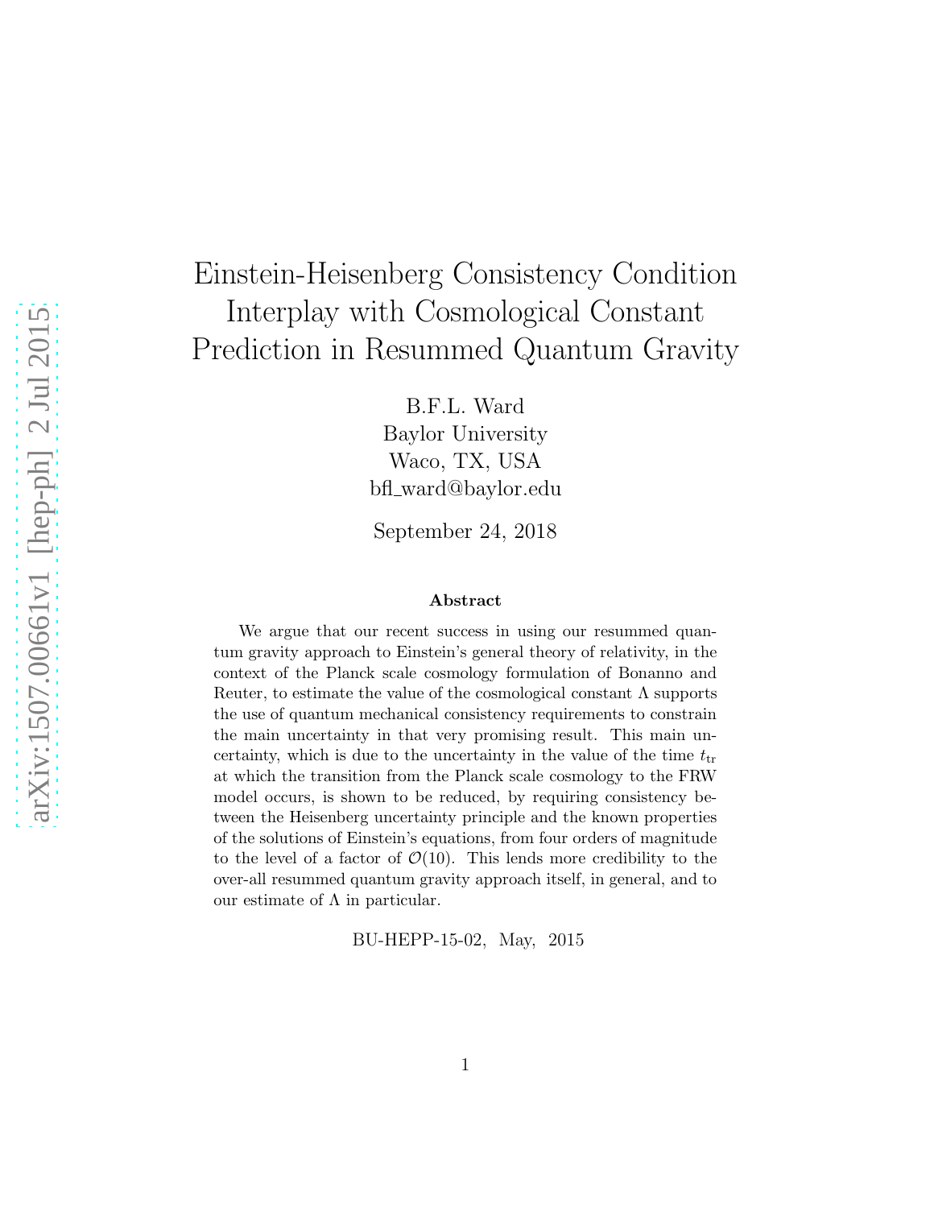# Einstein-Heisenberg Consistency Condition Interplay with Cosmological Constant Prediction in Resummed Quantum Gravity

B.F.L. Ward
Baylor University
Waco, TX, USA
bfl_ward@baylor.edu

September 24, 2018

### Abstract

We argue that our recent success in using our resummed quantum gravity approach to Einstein's general theory of relativity, in the context of the Planck scale cosmology formulation of Bonanno and Reuter, to estimate the value of the cosmological constant $\Lambda$ supports the use of quantum mechanical consistency requirements to constrain the main uncertainty in that very promising result. This main uncertainty, which is due to the uncertainty in the value of the time $t_{\rm tr}$ at which the transition from the Planck scale cosmology to the FRW model occurs, is shown to be reduced, by requiring consistency between the Heisenberg uncertainty principle and the known properties of the solutions of Einstein's equations, from four orders of magnitude to the level of a factor of $\mathcal{O}(10)$. This lends more credibility to the over-all resummed quantum gravity approach itself, in general, and to our estimate of $\Lambda$ in particular.

BU-HEPP-15-02, May, 2015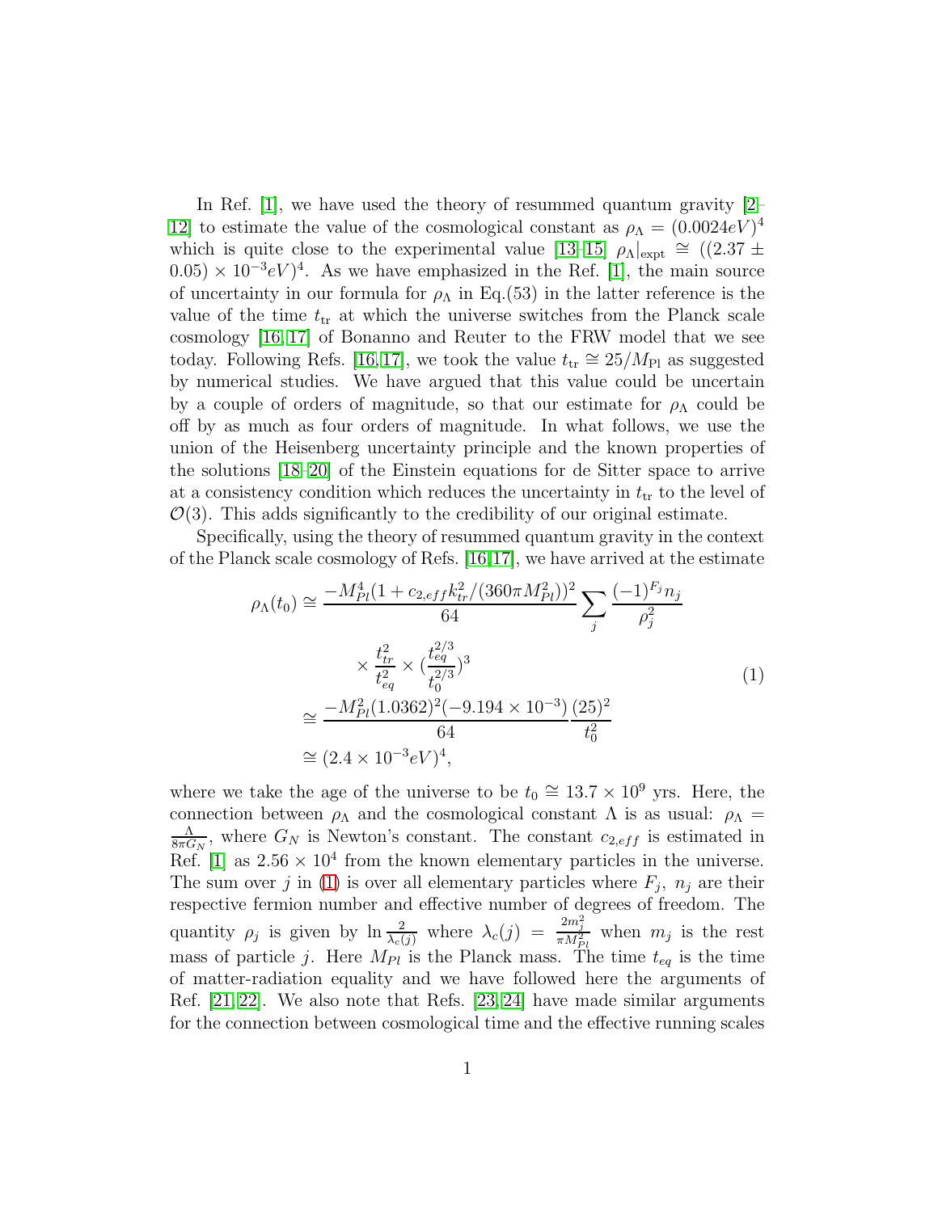In Ref. [1], we have used the theory of resummed quantum gravity [2–12] to estimate the value of the cosmological constant as $\rho_\Lambda = (0.0024eV)^4$ which is quite close to the experimental value [13–15] $\rho_\Lambda|_{\rm expt} \cong ((2.37 \pm 0.05) \times 10^{-3}eV)^4$. As we have emphasized in the Ref. [1], the main source of uncertainty in our formula for $\rho_\Lambda$ in Eq.(53) in the latter reference is the value of the time $t_{\rm tr}$ at which the universe switches from the Planck scale cosmology [16, 17] of Bonanno and Reuter to the FRW model that we see today. Following Refs. [16, 17], we took the value $t_{\rm tr} \cong 25/M_{\rm Pl}$ as suggested by numerical studies. We have argued that this value could be uncertain by a couple of orders of magnitude, so that our estimate for $\rho_\Lambda$ could be off by as much as four orders of magnitude. In what follows, we use the union of the Heisenberg uncertainty principle and the known properties of the solutions [18–20] of the Einstein equations for de Sitter space to arrive at a consistency condition which reduces the uncertainty in $t_{\rm tr}$ to the level of $\mathcal{O}(3)$. This adds significantly to the credibility of our original estimate.

Specifically, using the theory of resummed quantum gravity in the context of the Planck scale cosmology of Refs. [16,17], we have arrived at the estimate

$$
\begin{aligned}
\rho_\Lambda(t_0) &\cong \frac{-M_{Pl}^4(1+c_{2,eff}k_{tr}^2/(360\pi M_{Pl}^2))^2}{64}\sum_j \frac{(-1)^{F_j}n_j}{\rho_j^2} \\
&\qquad \times \frac{t_{tr}^2}{t_{eq}^2} \times (\frac{t_{eq}^{2/3}}{t_0^{2/3}})^3 \\
&\cong \frac{-M_{Pl}^2(1.0362)^2(-9.194\times 10^{-3})}{64}\frac{(25)^2}{t_0^2} \\
&\cong (2.4\times 10^{-3}eV)^4,
\end{aligned}
\tag{1}
$$

where we take the age of the universe to be $t_0 \cong 13.7 \times 10^9$ yrs. Here, the connection between $\rho_\Lambda$ and the cosmological constant $\Lambda$ is as usual: $\rho_\Lambda = \frac{\Lambda}{8\pi G_N}$, where $G_N$ is Newton's constant. The constant $c_{2,eff}$ is estimated in Ref. [1] as $2.56 \times 10^4$ from the known elementary particles in the universe. The sum over $j$ in (1) is over all elementary particles where $F_j$, $n_j$ are their respective fermion number and effective number of degrees of freedom. The quantity $\rho_j$ is given by $\ln\frac{2}{\lambda_c(j)}$ where $\lambda_c(j) = \frac{2m_j^2}{\pi M_{Pl}^2}$ when $m_j$ is the rest mass of particle $j$. Here $M_{Pl}$ is the Planck mass. The time $t_{eq}$ is the time of matter-radiation equality and we have followed here the arguments of Ref. [21, 22]. We also note that Refs. [23, 24] have made similar arguments for the connection between cosmological time and the effective running scales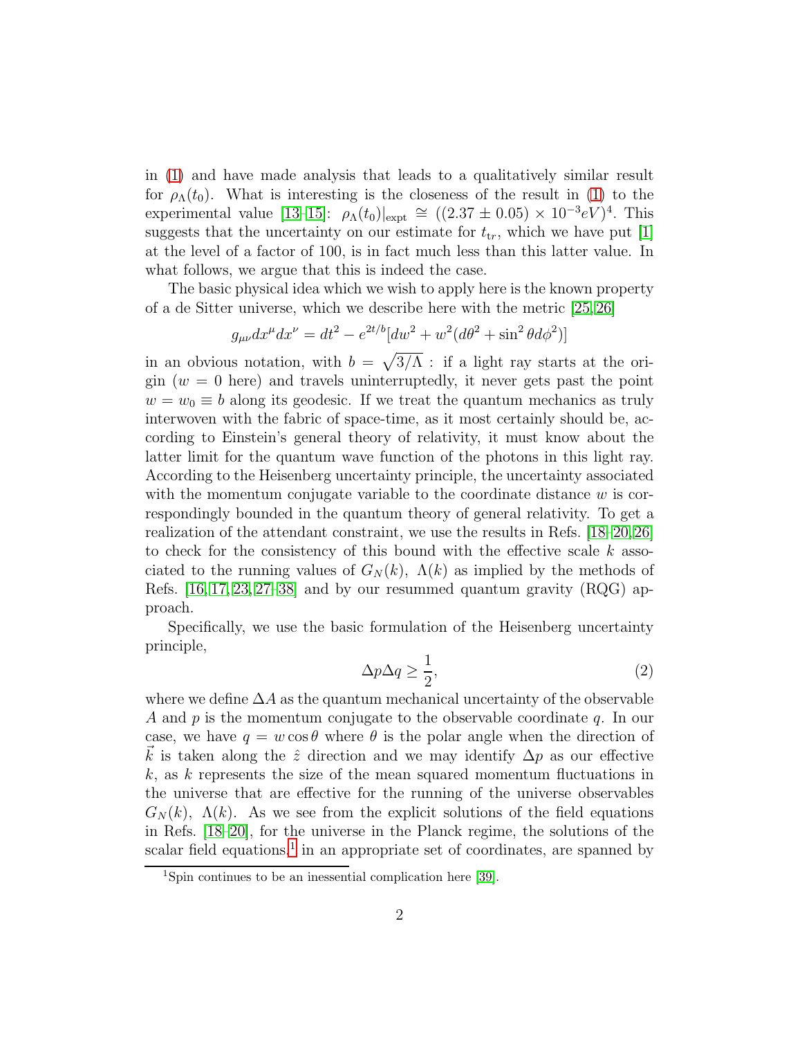in (1) and have made analysis that leads to a qualitatively similar result for $\rho_\Lambda(t_0)$. What is interesting is the closeness of the result in (1) to the experimental value [13–15]: $\rho_\Lambda(t_0)|_{\rm expt} \cong ((2.37 \pm 0.05) \times 10^{-3} eV)^4$. This suggests that the uncertainty on our estimate for $t_{\rm tr}$, which we have put [1] at the level of a factor of 100, is in fact much less than this latter value. In what follows, we argue that this is indeed the case.

The basic physical idea which we wish to apply here is the known property of a de Sitter universe, which we describe here with the metric [25,26]

$$g_{\mu\nu}dx^\mu dx^\nu = dt^2 - e^{2t/b}[dw^2 + w^2(d\theta^2 + \sin^2\theta d\phi^2)]$$

in an obvious notation, with $b = \sqrt{3/\Lambda}$ : if a light ray starts at the origin ($w = 0$ here) and travels uninterruptedly, it never gets past the point $w = w_0 \equiv b$ along its geodesic. If we treat the quantum mechanics as truly interwoven with the fabric of space-time, as it most certainly should be, according to Einstein's general theory of relativity, it must know about the latter limit for the quantum wave function of the photons in this light ray. According to the Heisenberg uncertainty principle, the uncertainty associated with the momentum conjugate variable to the coordinate distance $w$ is correspondingly bounded in the quantum theory of general relativity. To get a realization of the attendant constraint, we use the results in Refs. [18–20,26] to check for the consistency of this bound with the effective scale $k$ associated to the running values of $G_N(k),\ \Lambda(k)$ as implied by the methods of Refs. [16,17,23,27–38] and by our resummed quantum gravity (RQG) approach.

Specifically, we use the basic formulation of the Heisenberg uncertainty principle,

$$\Delta p \Delta q \geq \frac{1}{2}, \tag{2}$$

where we define $\Delta A$ as the quantum mechanical uncertainty of the observable $A$ and $p$ is the momentum conjugate to the observable coordinate $q$. In our case, we have $q = w\cos\theta$ where $\theta$ is the polar angle when the direction of $\vec{k}$ is taken along the $\hat{z}$ direction and we may identify $\Delta p$ as our effective $k$, as $k$ represents the size of the mean squared momentum fluctuations in the universe that are effective for the running of the universe observables $G_N(k),\ \Lambda(k)$. As we see from the explicit solutions of the field equations in Refs. [18–20], for the universe in the Planck regime, the solutions of the scalar field equations,[1] in an appropriate set of coordinates, are spanned by

[1] Spin continues to be an inessential complication here [39].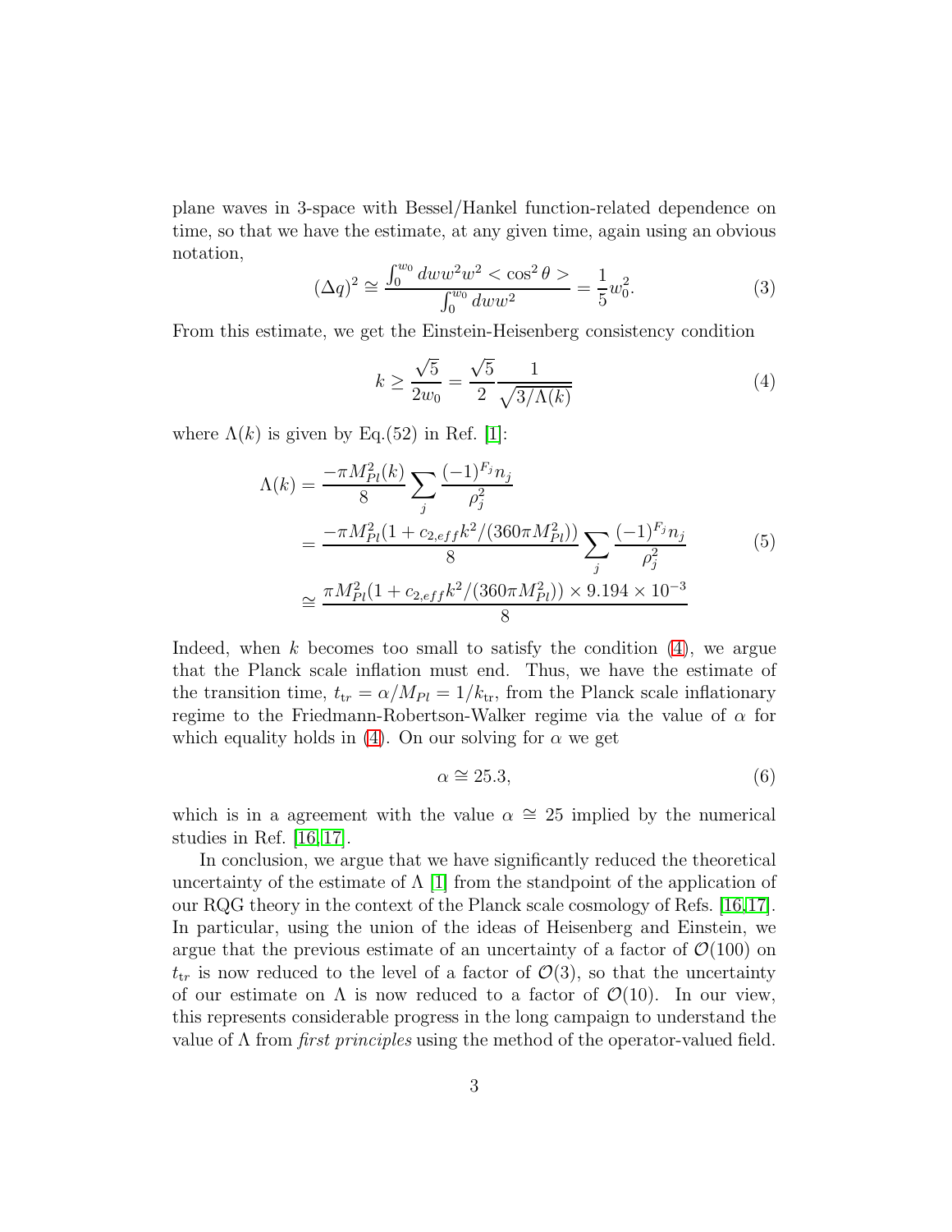plane waves in 3-space with Bessel/Hankel function-related dependence on time, so that we have the estimate, at any given time, again using an obvious notation,

$$(\Delta q)^2 \cong \frac{\int_0^{w_0} dw w^2 w^2 < \cos^2\theta >}{\int_0^{w_0} dw w^2} = \frac{1}{5} w_0^2. \tag{3}$$

From this estimate, we get the Einstein-Heisenberg consistency condition

$$k \geq \frac{\sqrt{5}}{2w_0} = \frac{\sqrt{5}}{2} \frac{1}{\sqrt{3/\Lambda(k)}} \tag{4}$$

where $\Lambda(k)$ is given by Eq.(52) in Ref. [1]:

$$\begin{aligned}
\Lambda(k) &= \frac{-\pi M_{Pl}^2(k)}{8} \sum_j \frac{(-1)^{F_j} n_j}{\rho_j^2} \\
&= \frac{-\pi M_{Pl}^2(1 + c_{2,eff} k^2/(360\pi M_{Pl}^2))}{8} \sum_j \frac{(-1)^{F_j} n_j}{\rho_j^2} \\
&\cong \frac{\pi M_{Pl}^2(1 + c_{2,eff} k^2/(360\pi M_{Pl}^2)) \times 9.194 \times 10^{-3}}{8}
\end{aligned} \tag{5}$$

Indeed, when $k$ becomes too small to satisfy the condition (4), we argue that the Planck scale inflation must end. Thus, we have the estimate of the transition time, $t_{\rm tr} = \alpha/M_{Pl} = 1/k_{\rm tr}$, from the Planck scale inflationary regime to the Friedmann-Robertson-Walker regime via the value of $\alpha$ for which equality holds in (4). On our solving for $\alpha$ we get

$$\alpha \cong 25.3, \tag{6}$$

which is in a agreement with the value $\alpha \cong 25$ implied by the numerical studies in Ref. [16,17].

In conclusion, we argue that we have significantly reduced the theoretical uncertainty of the estimate of $\Lambda$ [1] from the standpoint of the application of our RQG theory in the context of the Planck scale cosmology of Refs. [16,17]. In particular, using the union of the ideas of Heisenberg and Einstein, we argue that the previous estimate of an uncertainty of a factor of $\mathcal{O}(100)$ on $t_{tr}$ is now reduced to the level of a factor of $\mathcal{O}(3)$, so that the uncertainty of our estimate on $\Lambda$ is now reduced to a factor of $\mathcal{O}(10)$. In our view, this represents considerable progress in the long campaign to understand the value of $\Lambda$ from *first principles* using the method of the operator-valued field.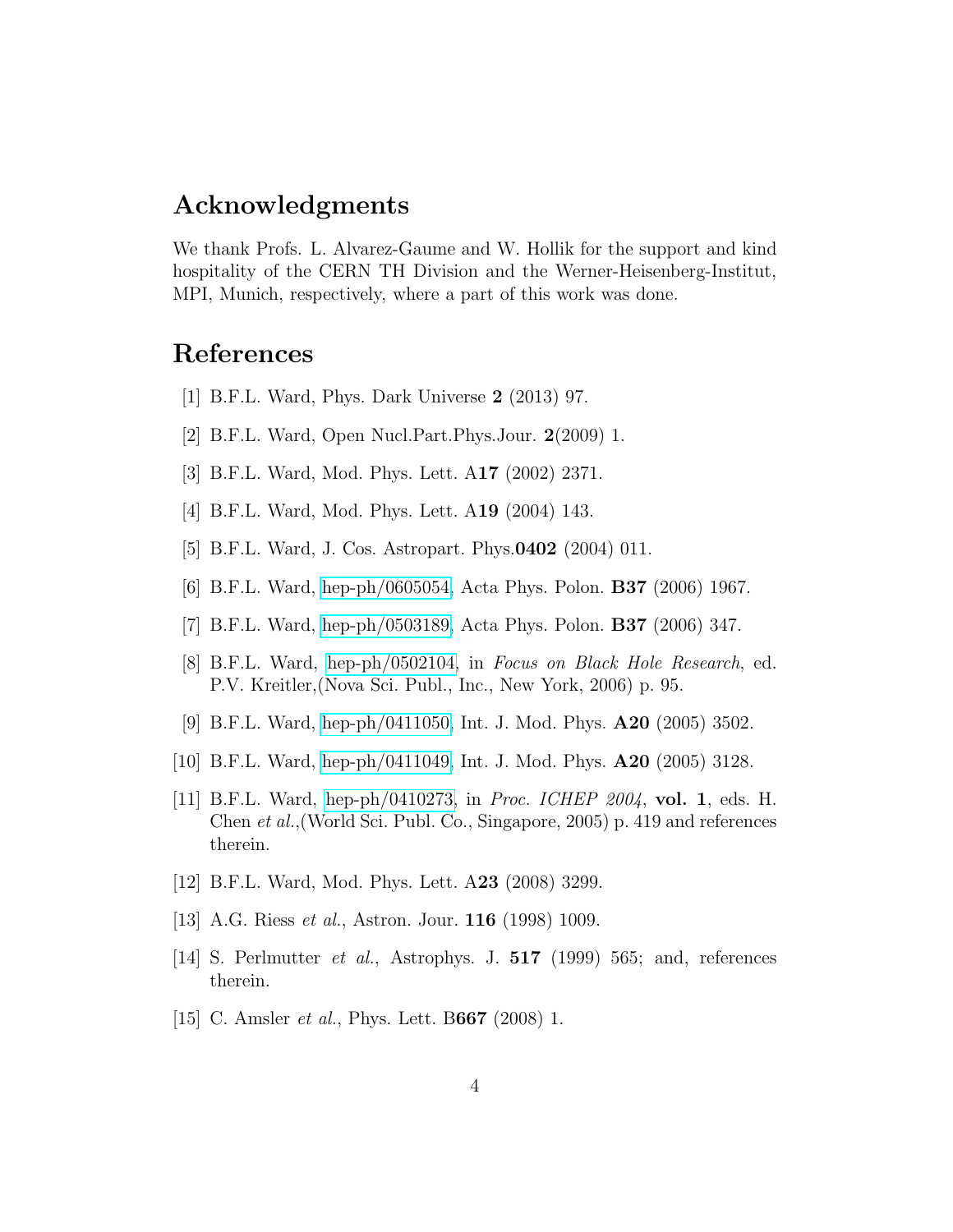## Acknowledgments

We thank Profs. L. Alvarez-Gaume and W. Hollik for the support and kind hospitality of the CERN TH Division and the Werner-Heisenberg-Institut, MPI, Munich, respectively, where a part of this work was done.

## References

[1] B.F.L. Ward, Phys. Dark Universe **2** (2013) 97.

[2] B.F.L. Ward, Open Nucl.Part.Phys.Jour. **2**(2009) 1.

[3] B.F.L. Ward, Mod. Phys. Lett. A**17** (2002) 2371.

[4] B.F.L. Ward, Mod. Phys. Lett. A**19** (2004) 143.

[5] B.F.L. Ward, J. Cos. Astropart. Phys.**0402** (2004) 011.

[6] B.F.L. Ward, hep-ph/0605054, Acta Phys. Polon. **B37** (2006) 1967.

[7] B.F.L. Ward, hep-ph/0503189, Acta Phys. Polon. **B37** (2006) 347.

[8] B.F.L. Ward, hep-ph/0502104, in *Focus on Black Hole Research*, ed. P.V. Kreitler,(Nova Sci. Publ., Inc., New York, 2006) p. 95.

[9] B.F.L. Ward, hep-ph/0411050, Int. J. Mod. Phys. **A20** (2005) 3502.

[10] B.F.L. Ward, hep-ph/0411049, Int. J. Mod. Phys. **A20** (2005) 3128.

[11] B.F.L. Ward, hep-ph/0410273, in *Proc. ICHEP 2004*, **vol. 1**, eds. H. Chen *et al.*,(World Sci. Publ. Co., Singapore, 2005) p. 419 and references therein.

[12] B.F.L. Ward, Mod. Phys. Lett. A**23** (2008) 3299.

[13] A.G. Riess *et al.*, Astron. Jour. **116** (1998) 1009.

[14] S. Perlmutter *et al.*, Astrophys. J. **517** (1999) 565; and, references therein.

[15] C. Amsler *et al.*, Phys. Lett. B**667** (2008) 1.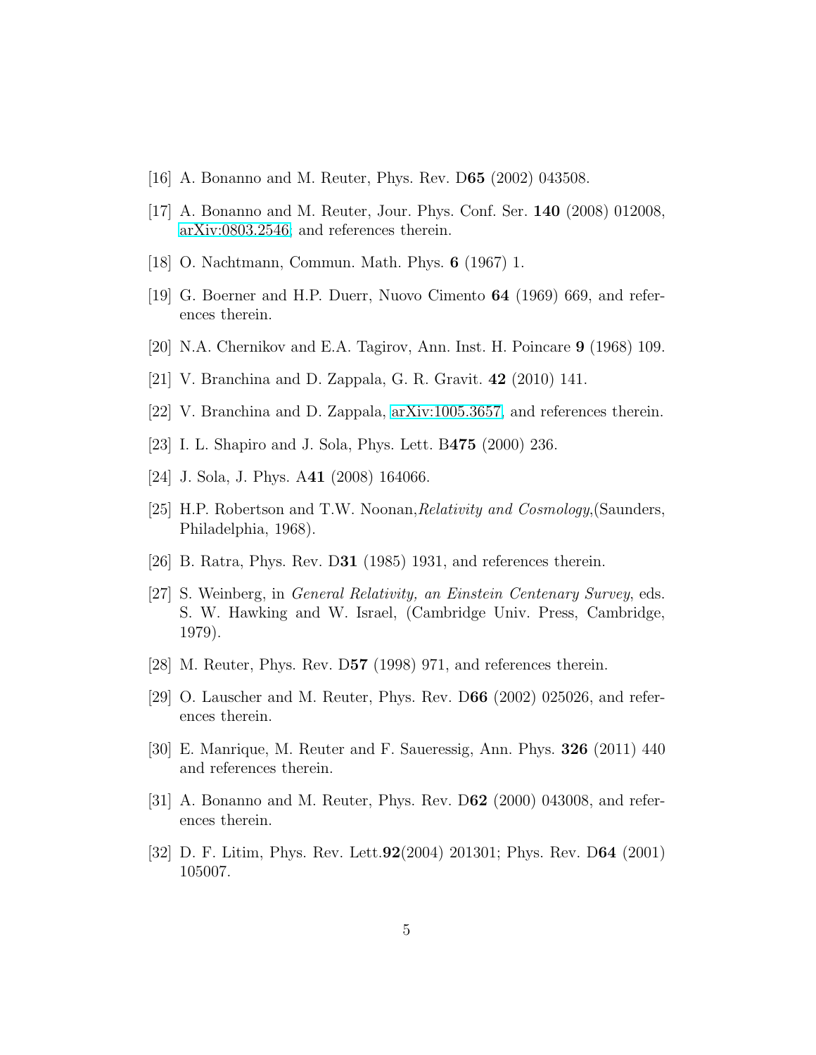[16] A. Bonanno and M. Reuter, Phys. Rev. D**65** (2002) 043508.

[17] A. Bonanno and M. Reuter, Jour. Phys. Conf. Ser. **140** (2008) 012008, arXiv:0803.2546; and references therein.

[18] O. Nachtmann, Commun. Math. Phys. **6** (1967) 1.

[19] G. Boerner and H.P. Duerr, Nuovo Cimento **64** (1969) 669, and references therein.

[20] N.A. Chernikov and E.A. Tagirov, Ann. Inst. H. Poincare **9** (1968) 109.

[21] V. Branchina and D. Zappala, G. R. Gravit. **42** (2010) 141.

[22] V. Branchina and D. Zappala, arXiv:1005.3657, and references therein.

[23] I. L. Shapiro and J. Sola, Phys. Lett. B**475** (2000) 236.

[24] J. Sola, J. Phys. A**41** (2008) 164066.

[25] H.P. Robertson and T.W. Noonan,*Relativity and Cosmology*,(Saunders, Philadelphia, 1968).

[26] B. Ratra, Phys. Rev. D**31** (1985) 1931, and references therein.

[27] S. Weinberg, in *General Relativity, an Einstein Centenary Survey*, eds. S. W. Hawking and W. Israel, (Cambridge Univ. Press, Cambridge, 1979).

[28] M. Reuter, Phys. Rev. D**57** (1998) 971, and references therein.

[29] O. Lauscher and M. Reuter, Phys. Rev. D**66** (2002) 025026, and references therein.

[30] E. Manrique, M. Reuter and F. Saueressig, Ann. Phys. **326** (2011) 440 and references therein.

[31] A. Bonanno and M. Reuter, Phys. Rev. D**62** (2000) 043008, and references therein.

[32] D. F. Litim, Phys. Rev. Lett.**92**(2004) 201301; Phys. Rev. D**64** (2001) 105007.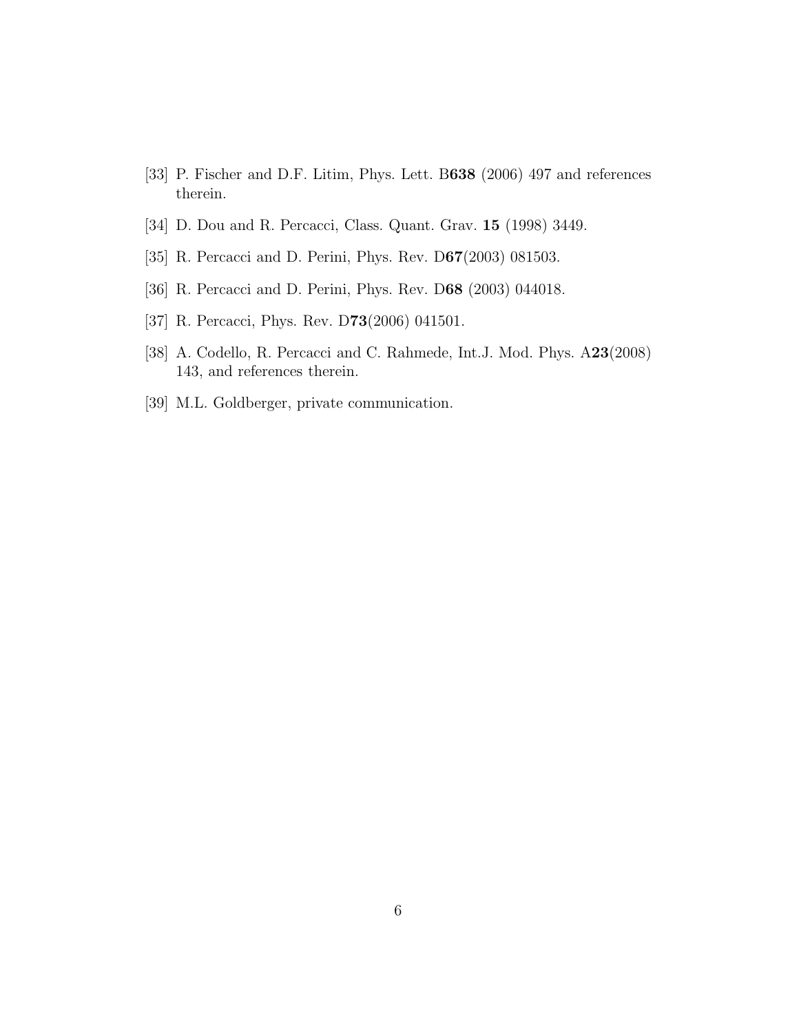[33] P. Fischer and D.F. Litim, Phys. Lett. B**638** (2006) 497 and references therein.

[34] D. Dou and R. Percacci, Class. Quant. Grav. **15** (1998) 3449.

[35] R. Percacci and D. Perini, Phys. Rev. D**67**(2003) 081503.

[36] R. Percacci and D. Perini, Phys. Rev. D**68** (2003) 044018.

[37] R. Percacci, Phys. Rev. D**73**(2006) 041501.

[38] A. Codello, R. Percacci and C. Rahmede, Int.J. Mod. Phys. A**23**(2008) 143, and references therein.

[39] M.L. Goldberger, private communication.